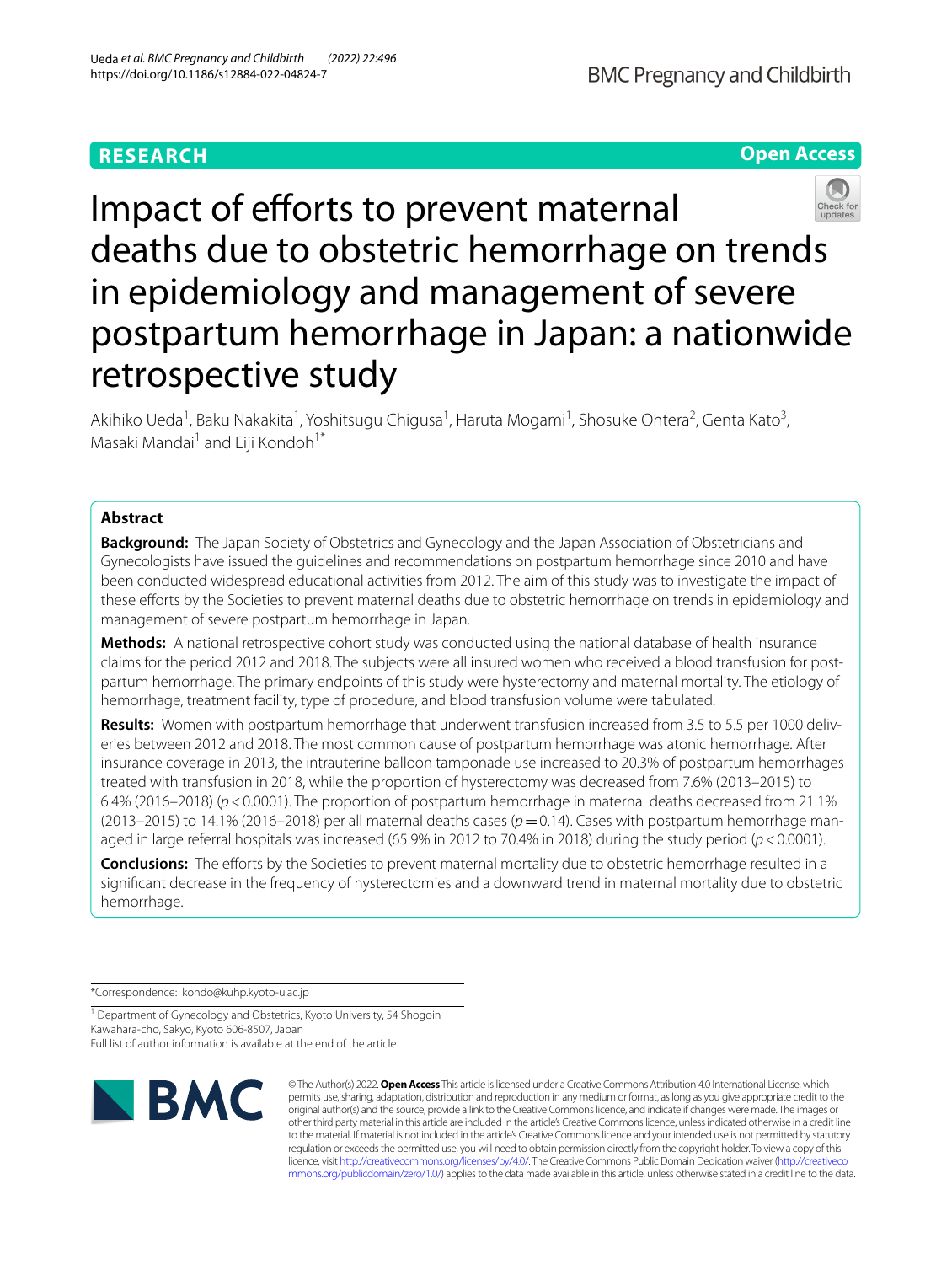RESEARCH

Open Access

# Impact of efforts to prevent maternal deaths due to obstetric hemorrhage on trends in epidemiology and management of severe postpartum hemorrhage in Japan: a nationwide retrospective study

Akihiko Ueda[1], Baku Nakakita[1], Yoshitsugu Chigusa[1], Haruta Mogami[1], Shosuke Ohtera[2], Genta Kato[3], Masaki Mandai[1] and Eiji Kondoh[1*]

## Abstract

**Background:** The Japan Society of Obstetrics and Gynecology and the Japan Association of Obstetricians and Gynecologists have issued the guidelines and recommendations on postpartum hemorrhage since 2010 and have been conducted widespread educational activities from 2012. The aim of this study was to investigate the impact of these efforts by the Societies to prevent maternal deaths due to obstetric hemorrhage on trends in epidemiology and management of severe postpartum hemorrhage in Japan.

**Methods:** A national retrospective cohort study was conducted using the national database of health insurance claims for the period 2012 and 2018. The subjects were all insured women who received a blood transfusion for postpartum hemorrhage. The primary endpoints of this study were hysterectomy and maternal mortality. The etiology of hemorrhage, treatment facility, type of procedure, and blood transfusion volume were tabulated.

**Results:** Women with postpartum hemorrhage that underwent transfusion increased from 3.5 to 5.5 per 1000 deliveries between 2012 and 2018. The most common cause of postpartum hemorrhage was atonic hemorrhage. After insurance coverage in 2013, the intrauterine balloon tamponade use increased to 20.3% of postpartum hemorrhages treated with transfusion in 2018, while the proportion of hysterectomy was decreased from 7.6% (2013–2015) to 6.4% (2016–2018) ($p < 0.0001$). The proportion of postpartum hemorrhage in maternal deaths decreased from 21.1% (2013–2015) to 14.1% (2016–2018) per all maternal deaths cases ($p = 0.14$). Cases with postpartum hemorrhage managed in large referral hospitals was increased (65.9% in 2012 to 70.4% in 2018) during the study period ($p < 0.0001$).

**Conclusions:** The efforts by the Societies to prevent maternal mortality due to obstetric hemorrhage resulted in a significant decrease in the frequency of hysterectomies and a downward trend in maternal mortality due to obstetric hemorrhage.

*Correspondence: kondo@kuhp.kyoto-u.ac.jp

[1] Department of Gynecology and Obstetrics, Kyoto University, 54 Shogoin Kawahara-cho, Sakyo, Kyoto 606-8507, Japan
Full list of author information is available at the end of the article

© The Author(s) 2022. **Open Access** This article is licensed under a Creative Commons Attribution 4.0 International License, which permits use, sharing, adaptation, distribution and reproduction in any medium or format, as long as you give appropriate credit to the original author(s) and the source, provide a link to the Creative Commons licence, and indicate if changes were made. The images or other third party material in this article are included in the article's Creative Commons licence, unless indicated otherwise in a credit line to the material. If material is not included in the article's Creative Commons licence and your intended use is not permitted by statutory regulation or exceeds the permitted use, you will need to obtain permission directly from the copyright holder. To view a copy of this licence, visit http://creativecommons.org/licenses/by/4.0/. The Creative Commons Public Domain Dedication waiver (http://creativecommons.org/publicdomain/zero/1.0/) applies to the data made available in this article, unless otherwise stated in a credit line to the data.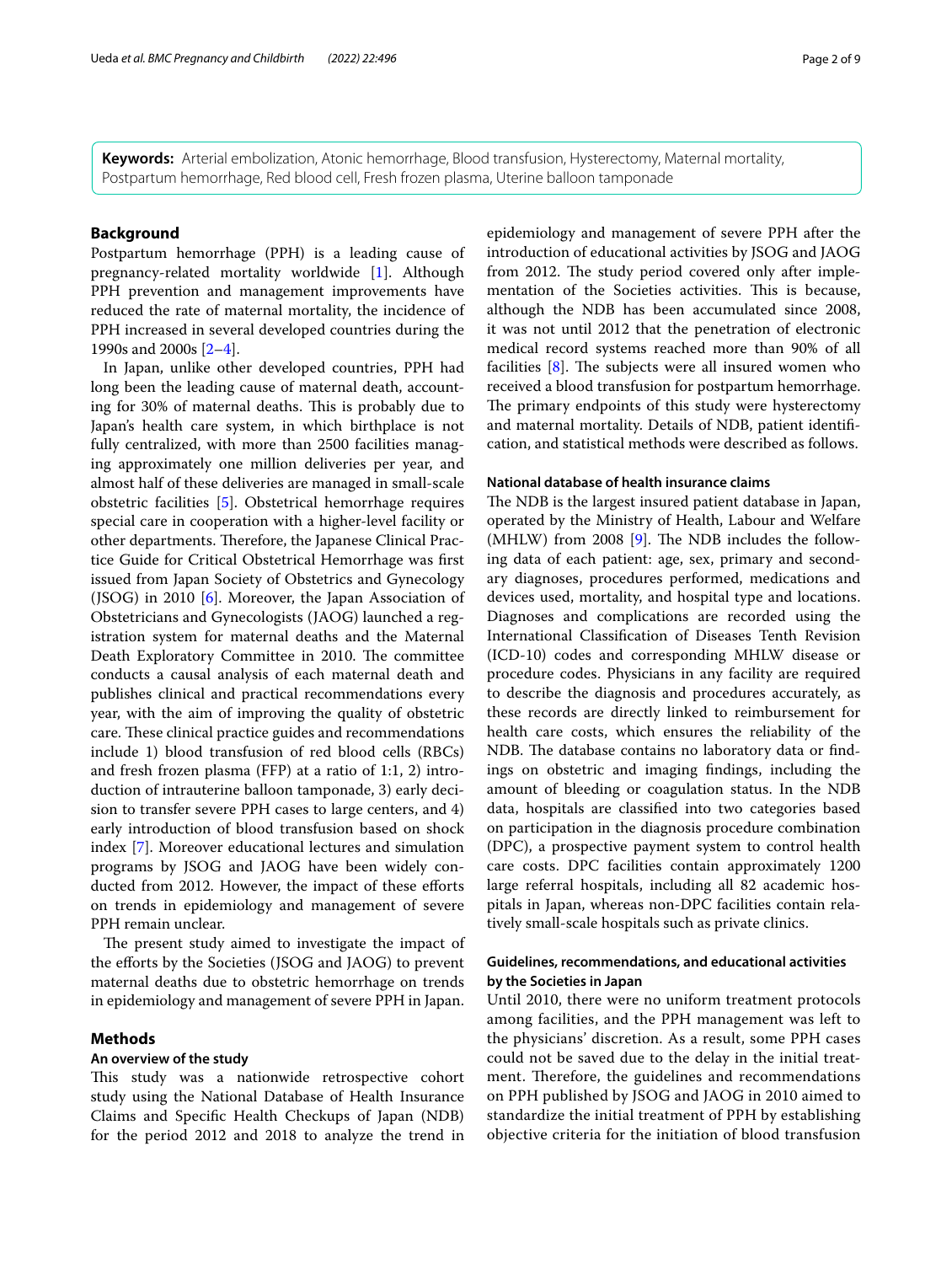**Keywords:** Arterial embolization, Atonic hemorrhage, Blood transfusion, Hysterectomy, Maternal mortality, Postpartum hemorrhage, Red blood cell, Fresh frozen plasma, Uterine balloon tamponade

## Background

Postpartum hemorrhage (PPH) is a leading cause of pregnancy-related mortality worldwide [1]. Although PPH prevention and management improvements have reduced the rate of maternal mortality, the incidence of PPH increased in several developed countries during the 1990s and 2000s [2–4].

In Japan, unlike other developed countries, PPH had long been the leading cause of maternal death, accounting for 30% of maternal deaths. This is probably due to Japan's health care system, in which birthplace is not fully centralized, with more than 2500 facilities managing approximately one million deliveries per year, and almost half of these deliveries are managed in small-scale obstetric facilities [5]. Obstetrical hemorrhage requires special care in cooperation with a higher-level facility or other departments. Therefore, the Japanese Clinical Practice Guide for Critical Obstetrical Hemorrhage was first issued from Japan Society of Obstetrics and Gynecology (JSOG) in 2010 [6]. Moreover, the Japan Association of Obstetricians and Gynecologists (JAOG) launched a registration system for maternal deaths and the Maternal Death Exploratory Committee in 2010. The committee conducts a causal analysis of each maternal death and publishes clinical and practical recommendations every year, with the aim of improving the quality of obstetric care. These clinical practice guides and recommendations include 1) blood transfusion of red blood cells (RBCs) and fresh frozen plasma (FFP) at a ratio of 1:1, 2) introduction of intrauterine balloon tamponade, 3) early decision to transfer severe PPH cases to large centers, and 4) early introduction of blood transfusion based on shock index [7]. Moreover educational lectures and simulation programs by JSOG and JAOG have been widely conducted from 2012. However, the impact of these efforts on trends in epidemiology and management of severe PPH remain unclear.

The present study aimed to investigate the impact of the efforts by the Societies (JSOG and JAOG) to prevent maternal deaths due to obstetric hemorrhage on trends in epidemiology and management of severe PPH in Japan.

## Methods

### An overview of the study

This study was a nationwide retrospective cohort study using the National Database of Health Insurance Claims and Specific Health Checkups of Japan (NDB) for the period 2012 and 2018 to analyze the trend in epidemiology and management of severe PPH after the introduction of educational activities by JSOG and JAOG from 2012. The study period covered only after implementation of the Societies activities. This is because, although the NDB has been accumulated since 2008, it was not until 2012 that the penetration of electronic medical record systems reached more than 90% of all facilities [8]. The subjects were all insured women who received a blood transfusion for postpartum hemorrhage. The primary endpoints of this study were hysterectomy and maternal mortality. Details of NDB, patient identification, and statistical methods were described as follows.

### National database of health insurance claims

The NDB is the largest insured patient database in Japan, operated by the Ministry of Health, Labour and Welfare (MHLW) from 2008 [9]. The NDB includes the following data of each patient: age, sex, primary and secondary diagnoses, procedures performed, medications and devices used, mortality, and hospital type and locations. Diagnoses and complications are recorded using the International Classification of Diseases Tenth Revision (ICD-10) codes and corresponding MHLW disease or procedure codes. Physicians in any facility are required to describe the diagnosis and procedures accurately, as these records are directly linked to reimbursement for health care costs, which ensures the reliability of the NDB. The database contains no laboratory data or findings on obstetric and imaging findings, including the amount of bleeding or coagulation status. In the NDB data, hospitals are classified into two categories based on participation in the diagnosis procedure combination (DPC), a prospective payment system to control health care costs. DPC facilities contain approximately 1200 large referral hospitals, including all 82 academic hospitals in Japan, whereas non-DPC facilities contain relatively small-scale hospitals such as private clinics.

### Guidelines, recommendations, and educational activities by the Societies in Japan

Until 2010, there were no uniform treatment protocols among facilities, and the PPH management was left to the physicians' discretion. As a result, some PPH cases could not be saved due to the delay in the initial treatment. Therefore, the guidelines and recommendations on PPH published by JSOG and JAOG in 2010 aimed to standardize the initial treatment of PPH by establishing objective criteria for the initiation of blood transfusion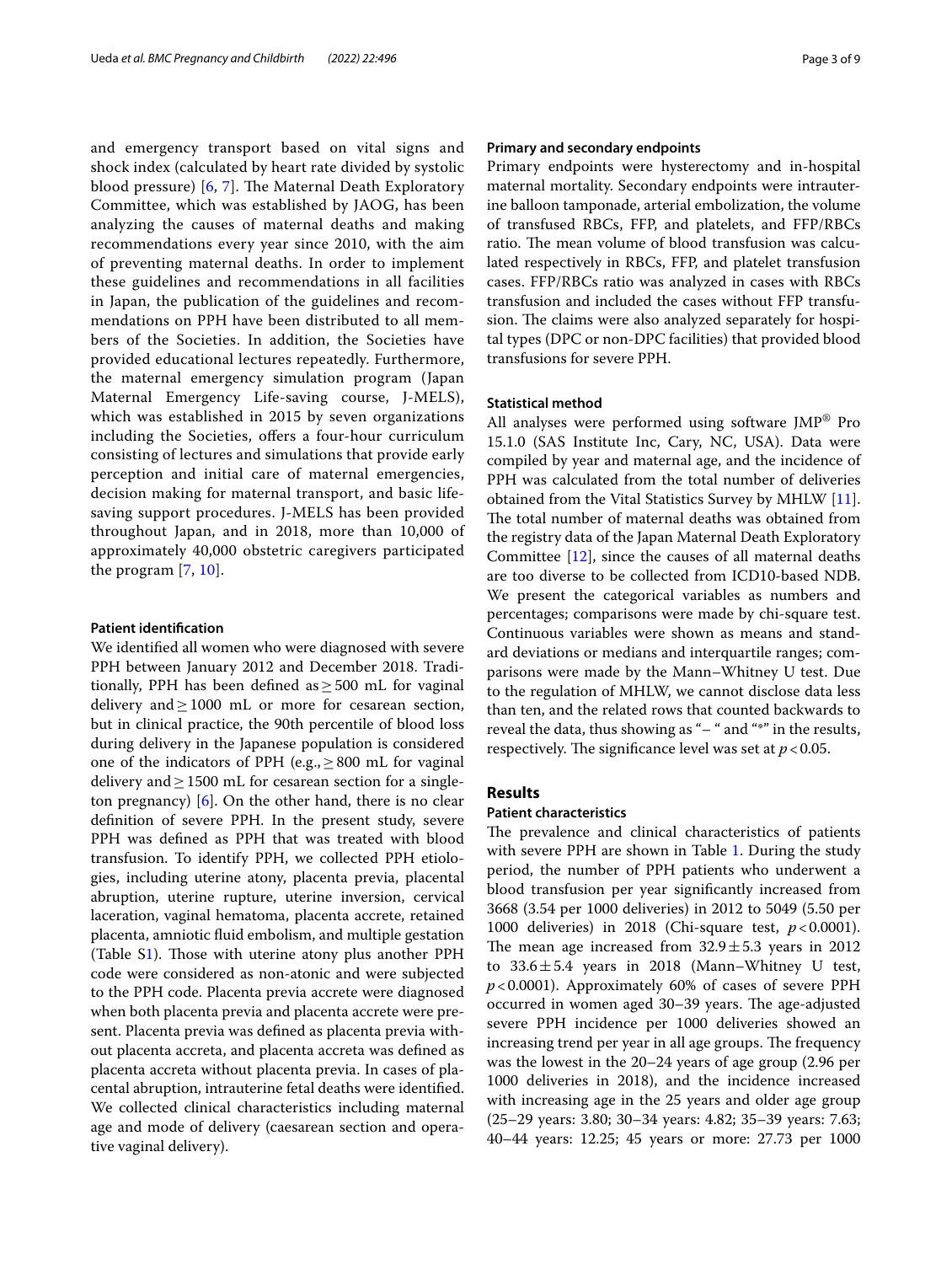and emergency transport based on vital signs and shock index (calculated by heart rate divided by systolic blood pressure) [6, 7]. The Maternal Death Exploratory Committee, which was established by JAOG, has been analyzing the causes of maternal deaths and making recommendations every year since 2010, with the aim of preventing maternal deaths. In order to implement these guidelines and recommendations in all facilities in Japan, the publication of the guidelines and recommendations on PPH have been distributed to all members of the Societies. In addition, the Societies have provided educational lectures repeatedly. Furthermore, the maternal emergency simulation program (Japan Maternal Emergency Life-saving course, J-MELS), which was established in 2015 by seven organizations including the Societies, offers a four-hour curriculum consisting of lectures and simulations that provide early perception and initial care of maternal emergencies, decision making for maternal transport, and basic life-saving support procedures. J-MELS has been provided throughout Japan, and in 2018, more than 10,000 of approximately 40,000 obstetric caregivers participated the program [7, 10].

### Patient identification

We identified all women who were diagnosed with severe PPH between January 2012 and December 2018. Traditionally, PPH has been defined as $\geq$ 500 mL for vaginal delivery and $\geq$ 1000 mL or more for cesarean section, but in clinical practice, the 90th percentile of blood loss during delivery in the Japanese population is considered one of the indicators of PPH (e.g., $\geq$ 800 mL for vaginal delivery and $\geq$ 1500 mL for cesarean section for a singleton pregnancy) [6]. On the other hand, there is no clear definition of severe PPH. In the present study, severe PPH was defined as PPH that was treated with blood transfusion. To identify PPH, we collected PPH etiologies, including uterine atony, placenta previa, placental abruption, uterine rupture, uterine inversion, cervical laceration, vaginal hematoma, placenta accrete, retained placenta, amniotic fluid embolism, and multiple gestation (Table S1). Those with uterine atony plus another PPH code were considered as non-atonic and were subjected to the PPH code. Placenta previa accrete were diagnosed when both placenta previa and placenta accrete were present. Placenta previa was defined as placenta previa without placenta accreta, and placenta accreta was defined as placenta accreta without placenta previa. In cases of placental abruption, intrauterine fetal deaths were identified. We collected clinical characteristics including maternal age and mode of delivery (caesarean section and operative vaginal delivery).

### Primary and secondary endpoints

Primary endpoints were hysterectomy and in-hospital maternal mortality. Secondary endpoints were intrauterine balloon tamponade, arterial embolization, the volume of transfused RBCs, FFP, and platelets, and FFP/RBCs ratio. The mean volume of blood transfusion was calculated respectively in RBCs, FFP, and platelet transfusion cases. FFP/RBCs ratio was analyzed in cases with RBCs transfusion and included the cases without FFP transfusion. The claims were also analyzed separately for hospital types (DPC or non-DPC facilities) that provided blood transfusions for severe PPH.

### Statistical method

All analyses were performed using software JMP® Pro 15.1.0 (SAS Institute Inc, Cary, NC, USA). Data were compiled by year and maternal age, and the incidence of PPH was calculated from the total number of deliveries obtained from the Vital Statistics Survey by MHLW [11]. The total number of maternal deaths was obtained from the registry data of the Japan Maternal Death Exploratory Committee [12], since the causes of all maternal deaths are too diverse to be collected from ICD10-based NDB. We present the categorical variables as numbers and percentages; comparisons were made by chi-square test. Continuous variables were shown as means and standard deviations or medians and interquartile ranges; comparisons were made by the Mann–Whitney U test. Due to the regulation of MHLW, we cannot disclose data less than ten, and the related rows that counted backwards to reveal the data, thus showing as "– " and "*" in the results, respectively. The significance level was set at $p < 0.05$.

## Results

### Patient characteristics

The prevalence and clinical characteristics of patients with severe PPH are shown in Table 1. During the study period, the number of PPH patients who underwent a blood transfusion per year significantly increased from 3668 (3.54 per 1000 deliveries) in 2012 to 5049 (5.50 per 1000 deliveries) in 2018 (Chi-square test, $p < 0.0001$). The mean age increased from $32.9 \pm 5.3$ years in 2012 to $33.6 \pm 5.4$ years in 2018 (Mann–Whitney U test, $p < 0.0001$). Approximately 60% of cases of severe PPH occurred in women aged 30–39 years. The age-adjusted severe PPH incidence per 1000 deliveries showed an increasing trend per year in all age groups. The frequency was the lowest in the 20–24 years of age group (2.96 per 1000 deliveries in 2018), and the incidence increased with increasing age in the 25 years and older age group (25–29 years: 3.80; 30–34 years: 4.82; 35–39 years: 7.63; 40–44 years: 12.25; 45 years or more: 27.73 per 1000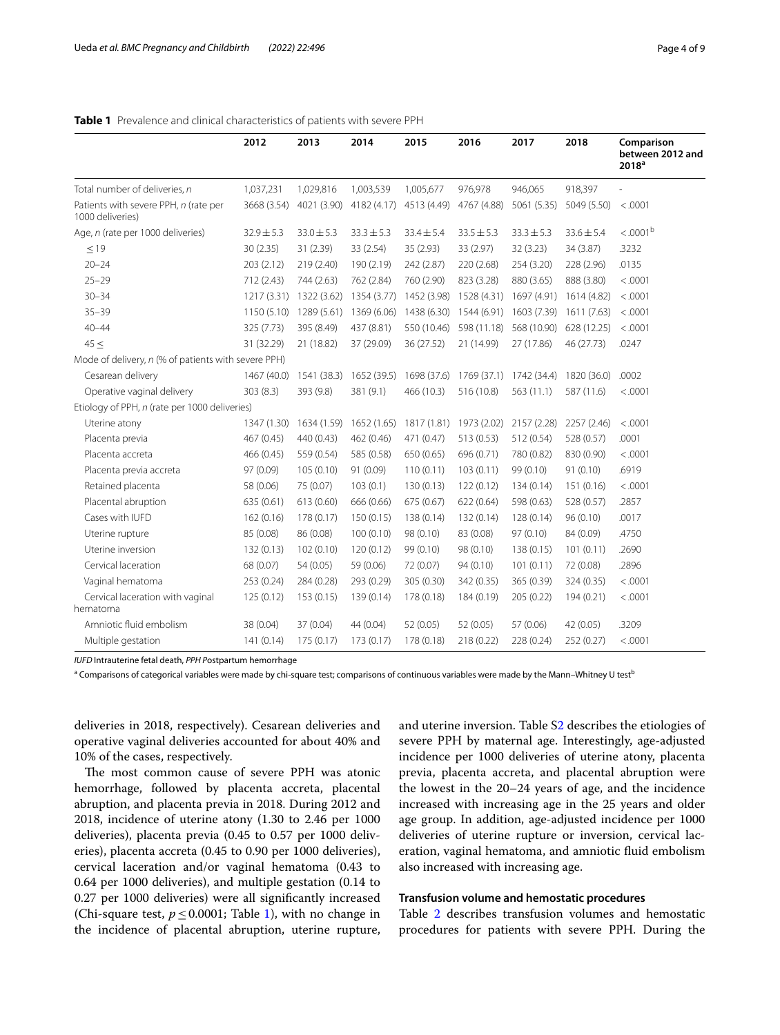**Table 1** Prevalence and clinical characteristics of patients with severe PPH

| | 2012 | 2013 | 2014 | 2015 | 2016 | 2017 | 2018 | Comparison between 2012 and 2018[a] |
|---|---|---|---|---|---|---|---|---|
| Total number of deliveries, *n* | 1,037,231 | 1,029,816 | 1,003,539 | 1,005,677 | 976,978 | 946,065 | 918,397 | - |
| Patients with severe PPH, *n* (rate per 1000 deliveries) | 3668 (3.54) | 4021 (3.90) | 4182 (4.17) | 4513 (4.49) | 4767 (4.88) | 5061 (5.35) | 5049 (5.50) | <.0001 |
| Age, *n* (rate per 1000 deliveries) | 32.9 ± 5.3 | 33.0 ± 5.3 | 33.3 ± 5.3 | 33.4 ± 5.4 | 33.5 ± 5.3 | 33.3 ± 5.3 | 33.6 ± 5.4 | <.0001[b] |
| ≤ 19 | 30 (2.35) | 31 (2.39) | 33 (2.54) | 35 (2.93) | 33 (2.97) | 32 (3.23) | 34 (3.87) | .3232 |
| 20–24 | 203 (2.12) | 219 (2.40) | 190 (2.19) | 242 (2.87) | 220 (2.68) | 254 (3.20) | 228 (2.96) | .0135 |
| 25–29 | 712 (2.43) | 744 (2.63) | 762 (2.84) | 760 (2.90) | 823 (3.28) | 880 (3.65) | 888 (3.80) | <.0001 |
| 30–34 | 1217 (3.31) | 1322 (3.62) | 1354 (3.77) | 1452 (3.98) | 1528 (4.31) | 1697 (4.91) | 1614 (4.82) | <.0001 |
| 35–39 | 1150 (5.10) | 1289 (5.61) | 1369 (6.06) | 1438 (6.30) | 1544 (6.91) | 1603 (7.39) | 1611 (7.63) | <.0001 |
| 40–44 | 325 (7.73) | 395 (8.49) | 437 (8.81) | 550 (10.46) | 598 (11.18) | 568 (10.90) | 628 (12.25) | <.0001 |
| 45 ≤ | 31 (32.29) | 21 (18.82) | 37 (29.09) | 36 (27.52) | 21 (14.99) | 27 (17.86) | 46 (27.73) | .0247 |
| Mode of delivery, *n* (% of patients with severe PPH) | | | | | | | | |
| Cesarean delivery | 1467 (40.0) | 1541 (38.3) | 1652 (39.5) | 1698 (37.6) | 1769 (37.1) | 1742 (34.4) | 1820 (36.0) | .0002 |
| Operative vaginal delivery | 303 (8.3) | 393 (9.8) | 381 (9.1) | 466 (10.3) | 516 (10.8) | 563 (11.1) | 587 (11.6) | <.0001 |
| Etiology of PPH, *n* (rate per 1000 deliveries) | | | | | | | | |
| Uterine atony | 1347 (1.30) | 1634 (1.59) | 1652 (1.65) | 1817 (1.81) | 1973 (2.02) | 2157 (2.28) | 2257 (2.46) | <.0001 |
| Placenta previa | 467 (0.45) | 440 (0.43) | 462 (0.46) | 471 (0.47) | 513 (0.53) | 512 (0.54) | 528 (0.57) | .0001 |
| Placenta accreta | 466 (0.45) | 559 (0.54) | 585 (0.58) | 650 (0.65) | 696 (0.71) | 780 (0.82) | 830 (0.90) | <.0001 |
| Placenta previa accreta | 97 (0.09) | 105 (0.10) | 91 (0.09) | 110 (0.11) | 103 (0.11) | 99 (0.10) | 91 (0.10) | .6919 |
| Retained placenta | 58 (0.06) | 75 (0.07) | 103 (0.1) | 130 (0.13) | 122 (0.12) | 134 (0.14) | 151 (0.16) | <.0001 |
| Placental abruption | 635 (0.61) | 613 (0.60) | 666 (0.66) | 675 (0.67) | 622 (0.64) | 598 (0.63) | 528 (0.57) | .2857 |
| Cases with IUFD | 162 (0.16) | 178 (0.17) | 150 (0.15) | 138 (0.14) | 132 (0.14) | 128 (0.14) | 96 (0.10) | .0017 |
| Uterine rupture | 85 (0.08) | 86 (0.08) | 100 (0.10) | 98 (0.10) | 83 (0.08) | 97 (0.10) | 84 (0.09) | .4750 |
| Uterine inversion | 132 (0.13) | 102 (0.10) | 120 (0.12) | 99 (0.10) | 98 (0.10) | 138 (0.15) | 101 (0.11) | .2690 |
| Cervical laceration | 68 (0.07) | 54 (0.05) | 59 (0.06) | 72 (0.07) | 94 (0.10) | 101 (0.11) | 72 (0.08) | .2896 |
| Vaginal hematoma | 253 (0.24) | 284 (0.28) | 293 (0.29) | 305 (0.30) | 342 (0.35) | 365 (0.39) | 324 (0.35) | <.0001 |
| Cervical laceration with vaginal hematoma | 125 (0.12) | 153 (0.15) | 139 (0.14) | 178 (0.18) | 184 (0.19) | 205 (0.22) | 194 (0.21) | <.0001 |
| Amniotic fluid embolism | 38 (0.04) | 37 (0.04) | 44 (0.04) | 52 (0.05) | 52 (0.05) | 57 (0.06) | 42 (0.05) | .3209 |
| Multiple gestation | 141 (0.14) | 175 (0.17) | 173 (0.17) | 178 (0.18) | 218 (0.22) | 228 (0.24) | 252 (0.27) | <.0001 |

*IUFD* Intrauterine fetal death, *PPH* Postpartum hemorrhage

[a] Comparisons of categorical variables were made by chi-square test; comparisons of continuous variables were made by the Mann–Whitney U test[b]

deliveries in 2018, respectively). Cesarean deliveries and operative vaginal deliveries accounted for about 40% and 10% of the cases, respectively.

The most common cause of severe PPH was atonic hemorrhage, followed by placenta accreta, placental abruption, and placenta previa in 2018. During 2012 and 2018, incidence of uterine atony (1.30 to 2.46 per 1000 deliveries), placenta previa (0.45 to 0.57 per 1000 deliveries), placenta accreta (0.45 to 0.90 per 1000 deliveries), cervical laceration and/or vaginal hematoma (0.43 to 0.64 per 1000 deliveries), and multiple gestation (0.14 to 0.27 per 1000 deliveries) were all significantly increased (Chi-square test, $p \leq 0.0001$; Table 1), with no change in the incidence of placental abruption, uterine rupture, and uterine inversion. Table S2 describes the etiologies of severe PPH by maternal age. Interestingly, age-adjusted incidence per 1000 deliveries of uterine atony, placenta previa, placenta accreta, and placental abruption were the lowest in the 20–24 years of age, and the incidence increased with increasing age in the 25 years and older age group. In addition, age-adjusted incidence per 1000 deliveries of uterine rupture or inversion, cervical laceration, vaginal hematoma, and amniotic fluid embolism also increased with increasing age.

### Transfusion volume and hemostatic procedures

Table 2 describes transfusion volumes and hemostatic procedures for patients with severe PPH. During the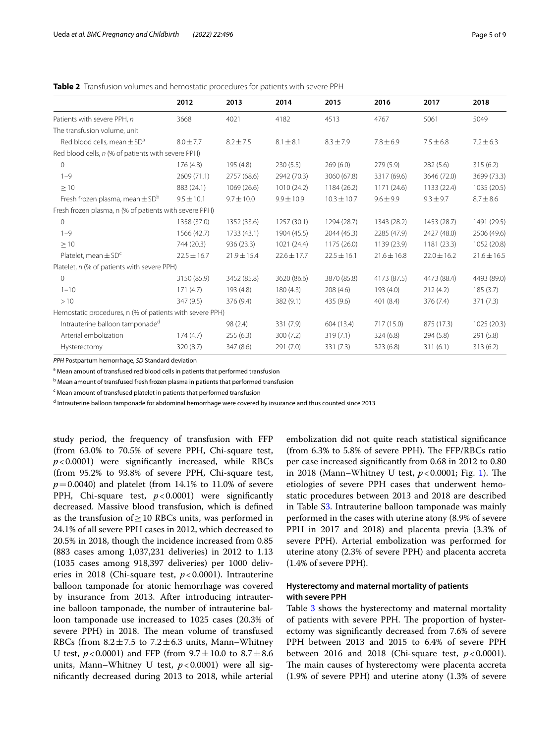**Table 2** Transfusion volumes and hemostatic procedures for patients with severe PPH

| | 2012 | 2013 | 2014 | 2015 | 2016 | 2017 | 2018 |
|---|---|---|---|---|---|---|---|
| Patients with severe PPH, *n* | 3668 | 4021 | 4182 | 4513 | 4767 | 5061 | 5049 |
| The transfusion volume, unit | | | | | | | |
| Red blood cells, mean ± SD[a] | 8.0 ± 7.7 | 8.2 ± 7.5 | 8.1 ± 8.1 | 8.3 ± 7.9 | 7.8 ± 6.9 | 7.5 ± 6.8 | 7.2 ± 6.3 |
| Red blood cells, *n* (% of patients with severe PPH) | | | | | | | |
| 0 | 176 (4.8) | 195 (4.8) | 230 (5.5) | 269 (6.0) | 279 (5.9) | 282 (5.6) | 315 (6.2) |
| 1–9 | 2609 (71.1) | 2757 (68.6) | 2942 (70.3) | 3060 (67.8) | 3317 (69.6) | 3646 (72.0) | 3699 (73.3) |
| ≥ 10 | 883 (24.1) | 1069 (26.6) | 1010 (24.2) | 1184 (26.2) | 1171 (24.6) | 1133 (22.4) | 1035 (20.5) |
| Fresh frozen plasma, mean ± SD[b] | 9.5 ± 10.1 | 9.7 ± 10.0 | 9.9 ± 10.9 | 10.3 ± 10.7 | 9.6 ± 9.9 | 9.3 ± 9.7 | 8.7 ± 8.6 |
| Fresh frozen plasma, n (% of patients with severe PPH) | | | | | | | |
| 0 | 1358 (37.0) | 1352 (33.6) | 1257 (30.1) | 1294 (28.7) | 1343 (28.2) | 1453 (28.7) | 1491 (29.5) |
| 1–9 | 1566 (42.7) | 1733 (43.1) | 1904 (45.5) | 2044 (45.3) | 2285 (47.9) | 2427 (48.0) | 2506 (49.6) |
| ≥ 10 | 744 (20.3) | 936 (23.3) | 1021 (24.4) | 1175 (26.0) | 1139 (23.9) | 1181 (23.3) | 1052 (20.8) |
| Platelet, mean ± SD[c] | 22.5 ± 16.7 | 21.9 ± 15.4 | 22.6 ± 17.7 | 22.5 ± 16.1 | 21.6 ± 16.8 | 22.0 ± 16.2 | 21.6 ± 16.5 |
| Platelet, *n* (% of patients with severe PPH) | | | | | | | |
| 0 | 3150 (85.9) | 3452 (85.8) | 3620 (86.6) | 3870 (85.8) | 4173 (87.5) | 4473 (88.4) | 4493 (89.0) |
| 1–10 | 171 (4.7) | 193 (4.8) | 180 (4.3) | 208 (4.6) | 193 (4.0) | 212 (4.2) | 185 (3.7) |
| > 10 | 347 (9.5) | 376 (9.4) | 382 (9.1) | 435 (9.6) | 401 (8.4) | 376 (7.4) | 371 (7.3) |
| Hemostatic procedures, n (% of patients with severe PPH) | | | | | | | |
| Intrauterine balloon tamponade[d] | | 98 (2.4) | 331 (7.9) | 604 (13.4) | 717 (15.0) | 875 (17.3) | 1025 (20.3) |
| Arterial embolization | 174 (4.7) | 255 (6.3) | 300 (7.2) | 319 (7.1) | 324 (6.8) | 294 (5.8) | 291 (5.8) |
| Hysterectomy | 320 (8.7) | 347 (8.6) | 291 (7.0) | 331 (7.3) | 323 (6.8) | 311 (6.1) | 313 (6.2) |

*PPH* Postpartum hemorrhage, *SD* Standard deviation

[a] Mean amount of transfused red blood cells in patients that performed transfusion

[b] Mean amount of transfused fresh frozen plasma in patients that performed transfusion

[c] Mean amount of transfused platelet in patients that performed transfusion

[d] Intrauterine balloon tamponade for abdominal hemorrhage were covered by insurance and thus counted since 2013

study period, the frequency of transfusion with FFP (from 63.0% to 70.5% of severe PPH, Chi-square test, $p < 0.0001$) were significantly increased, while RBCs (from 95.2% to 93.8% of severe PPH, Chi-square test, $p = 0.0040$) and platelet (from 14.1% to 11.0% of severe PPH, Chi-square test, $p < 0.0001$) were significantly decreased. Massive blood transfusion, which is defined as the transfusion of ≥ 10 RBCs units, was performed in 24.1% of all severe PPH cases in 2012, which decreased to 20.5% in 2018, though the incidence increased from 0.85 (883 cases among 1,037,231 deliveries) in 2012 to 1.13 (1035 cases among 918,397 deliveries) per 1000 deliveries in 2018 (Chi-square test, $p < 0.0001$). Intrauterine balloon tamponade for atonic hemorrhage was covered by insurance from 2013. After introducing intrauterine balloon tamponade, the number of intrauterine balloon tamponade use increased to 1025 cases (20.3% of severe PPH) in 2018. The mean volume of transfused RBCs (from 8.2 ± 7.5 to 7.2 ± 6.3 units, Mann–Whitney U test, $p < 0.0001$) and FFP (from 9.7 ± 10.0 to 8.7 ± 8.6 units, Mann–Whitney U test, $p < 0.0001$) were all significantly decreased during 2013 to 2018, while arterial embolization did not quite reach statistical significance (from 6.3% to 5.8% of severe PPH). The FFP/RBCs ratio per case increased significantly from 0.68 in 2012 to 0.80 in 2018 (Mann–Whitney U test, $p < 0.0001$; Fig. 1). The etiologies of severe PPH cases that underwent hemostatic procedures between 2013 and 2018 are described in Table S3. Intrauterine balloon tamponade was mainly performed in the cases with uterine atony (8.9% of severe PPH in 2017 and 2018) and placenta previa (3.3% of severe PPH). Arterial embolization was performed for uterine atony (2.3% of severe PPH) and placenta accreta (1.4% of severe PPH).

### Hysterectomy and maternal mortality of patients with severe PPH

Table 3 shows the hysterectomy and maternal mortality of patients with severe PPH. The proportion of hysterectomy was significantly decreased from 7.6% of severe PPH between 2013 and 2015 to 6.4% of severe PPH between 2016 and 2018 (Chi-square test, $p < 0.0001$). The main causes of hysterectomy were placenta accreta (1.9% of severe PPH) and uterine atony (1.3% of severe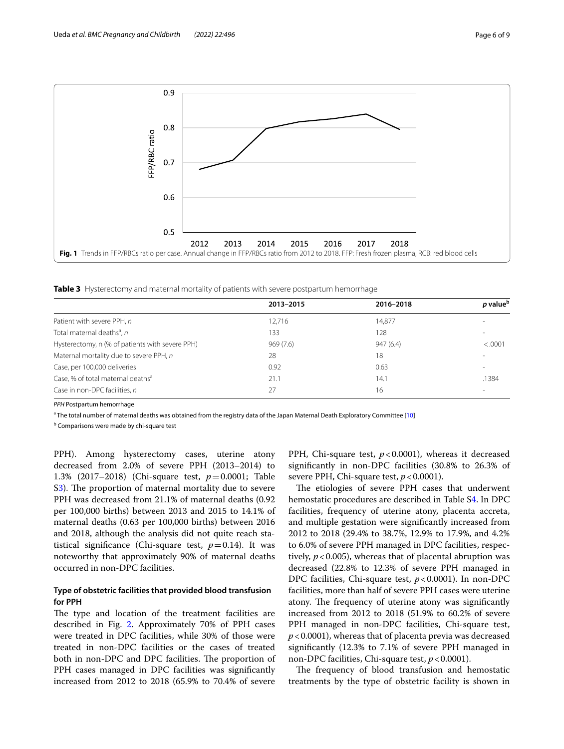Fig. 1 Trends in FFP/RBCs ratio per case. Annual change in FFP/RBCs ratio from 2012 to 2018. FFP: Fresh frozen plasma, RCB: red blood cells

**Table 3** Hysterectomy and maternal mortality of patients with severe postpartum hemorrhage

| | 2013–2015 | 2016–2018 | *p* value[b] |
|---|---|---|---|
| Patient with severe PPH, *n* | 12,716 | 14,877 | - |
| Total maternal deaths[a], *n* | 133 | 128 | - |
| Hysterectomy, n (% of patients with severe PPH) | 969 (7.6) | 947 (6.4) | <.0001 |
| Maternal mortality due to severe PPH, *n* | 28 | 18 | - |
| Case, per 100,000 deliveries | 0.92 | 0.63 | - |
| Case, % of total maternal deaths[a] | 21.1 | 14.1 | .1384 |
| Case in non-DPC facilities, *n* | 27 | 16 | - |

*PPH* Postpartum hemorrhage

[a] The total number of maternal deaths was obtained from the registry data of the Japan Maternal Death Exploratory Committee [10]

[b] Comparisons were made by chi-square test

PPH). Among hysterectomy cases, uterine atony decreased from 2.0% of severe PPH (2013–2014) to 1.3% (2017–2018) (Chi-square test, $p = 0.0001$; Table S3). The proportion of maternal mortality due to severe PPH was decreased from 21.1% of maternal deaths (0.92 per 100,000 births) between 2013 and 2015 to 14.1% of maternal deaths (0.63 per 100,000 births) between 2016 and 2018, although the analysis did not quite reach statistical significance (Chi-square test, $p = 0.14$). It was noteworthy that approximately 90% of maternal deaths occurred in non-DPC facilities.

### Type of obstetric facilities that provided blood transfusion for PPH

The type and location of the treatment facilities are described in Fig. 2. Approximately 70% of PPH cases were treated in DPC facilities, while 30% of those were treated in non-DPC facilities or the cases of treated both in non-DPC and DPC facilities. The proportion of PPH cases managed in DPC facilities was significantly increased from 2012 to 2018 (65.9% to 70.4% of severe PPH, Chi-square test, $p < 0.0001$), whereas it decreased significantly in non-DPC facilities (30.8% to 26.3% of severe PPH, Chi-square test, $p < 0.0001$).

The etiologies of severe PPH cases that underwent hemostatic procedures are described in Table S4. In DPC facilities, frequency of uterine atony, placenta accreta, and multiple gestation were significantly increased from 2012 to 2018 (29.4% to 38.7%, 12.9% to 17.9%, and 4.2% to 6.0% of severe PPH managed in DPC facilities, respectively, $p < 0.005$), whereas that of placental abruption was decreased (22.8% to 12.3% of severe PPH managed in DPC facilities, Chi-square test, $p < 0.0001$). In non-DPC facilities, more than half of severe PPH cases were uterine atony. The frequency of uterine atony was significantly increased from 2012 to 2018 (51.9% to 60.2% of severe PPH managed in non-DPC facilities, Chi-square test, $p < 0.0001$), whereas that of placenta previa was decreased significantly (12.3% to 7.1% of severe PPH managed in non-DPC facilities, Chi-square test, $p < 0.0001$).

The frequency of blood transfusion and hemostatic treatments by the type of obstetric facility is shown in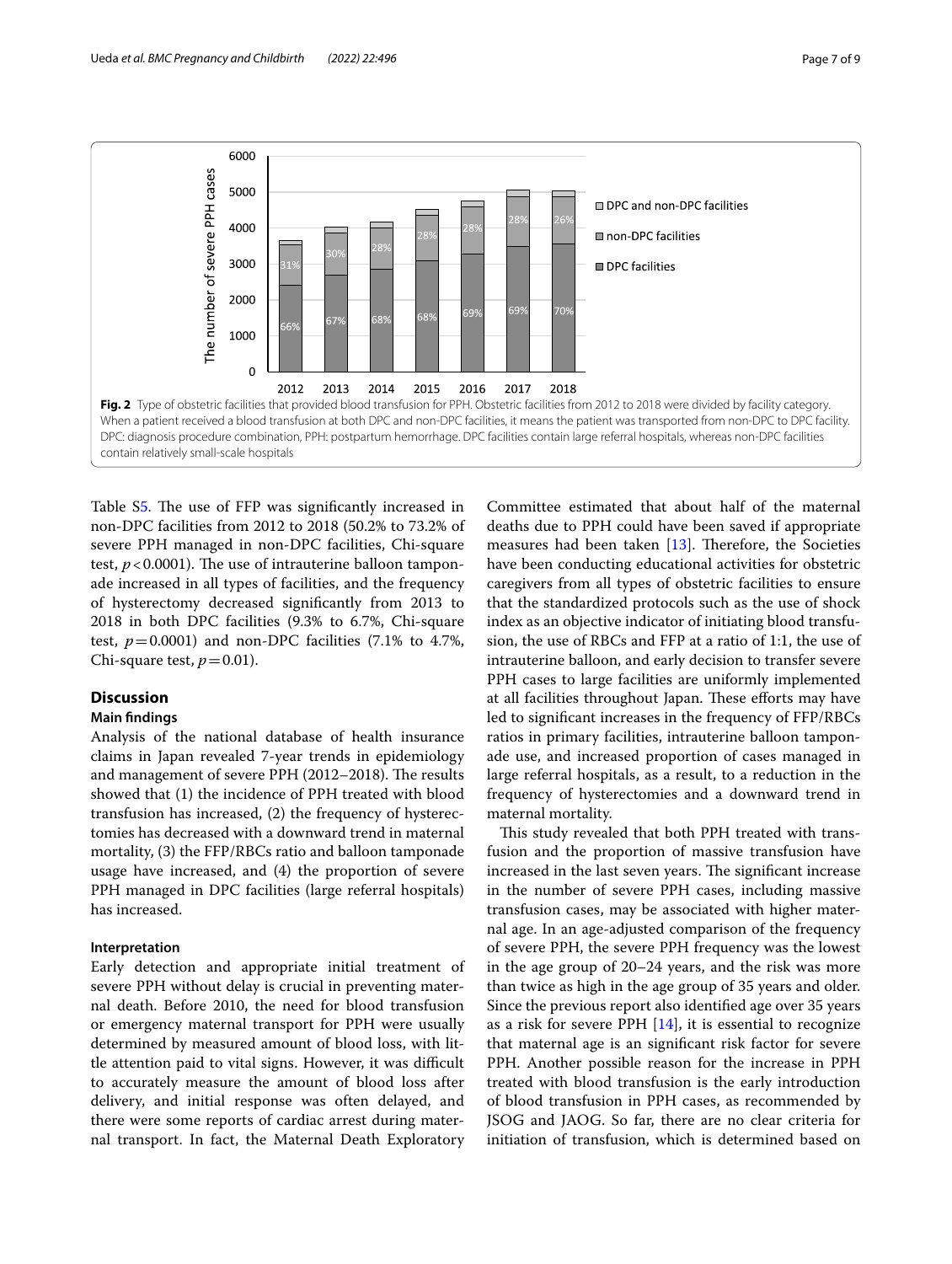Fig. 2 Type of obstetric facilities that provided blood transfusion for PPH. Obstetric facilities from 2012 to 2018 were divided by facility category. When a patient received a blood transfusion at both DPC and non-DPC facilities, it means the patient was transported from non-DPC to DPC facility. DPC: diagnosis procedure combination, PPH: postpartum hemorrhage. DPC facilities contain large referral hospitals, whereas non-DPC facilities contain relatively small-scale hospitals

Table S5. The use of FFP was significantly increased in non-DPC facilities from 2012 to 2018 (50.2% to 73.2% of severe PPH managed in non-DPC facilities, Chi-square test, $p<0.0001$). The use of intrauterine balloon tamponade increased in all types of facilities, and the frequency of hysterectomy decreased significantly from 2013 to 2018 in both DPC facilities (9.3% to 6.7%, Chi-square test, $p=0.0001$) and non-DPC facilities (7.1% to 4.7%, Chi-square test, $p=0.01$).

## Discussion

### Main findings

Analysis of the national database of health insurance claims in Japan revealed 7-year trends in epidemiology and management of severe PPH (2012–2018). The results showed that (1) the incidence of PPH treated with blood transfusion has increased, (2) the frequency of hysterectomies has decreased with a downward trend in maternal mortality, (3) the FFP/RBCs ratio and balloon tamponade usage have increased, and (4) the proportion of severe PPH managed in DPC facilities (large referral hospitals) has increased.

### Interpretation

Early detection and appropriate initial treatment of severe PPH without delay is crucial in preventing maternal death. Before 2010, the need for blood transfusion or emergency maternal transport for PPH were usually determined by measured amount of blood loss, with little attention paid to vital signs. However, it was difficult to accurately measure the amount of blood loss after delivery, and initial response was often delayed, and there were some reports of cardiac arrest during maternal transport. In fact, the Maternal Death Exploratory Committee estimated that about half of the maternal deaths due to PPH could have been saved if appropriate measures had been taken [13]. Therefore, the Societies have been conducting educational activities for obstetric caregivers from all types of obstetric facilities to ensure that the standardized protocols such as the use of shock index as an objective indicator of initiating blood transfusion, the use of RBCs and FFP at a ratio of 1:1, the use of intrauterine balloon, and early decision to transfer severe PPH cases to large facilities are uniformly implemented at all facilities throughout Japan. These efforts may have led to significant increases in the frequency of FFP/RBCs ratios in primary facilities, intrauterine balloon tamponade use, and increased proportion of cases managed in large referral hospitals, as a result, to a reduction in the frequency of hysterectomies and a downward trend in maternal mortality.

This study revealed that both PPH treated with transfusion and the proportion of massive transfusion have increased in the last seven years. The significant increase in the number of severe PPH cases, including massive transfusion cases, may be associated with higher maternal age. In an age-adjusted comparison of the frequency of severe PPH, the severe PPH frequency was the lowest in the age group of 20–24 years, and the risk was more than twice as high in the age group of 35 years and older. Since the previous report also identified age over 35 years as a risk for severe PPH [14], it is essential to recognize that maternal age is an significant risk factor for severe PPH. Another possible reason for the increase in PPH treated with blood transfusion is the early introduction of blood transfusion in PPH cases, as recommended by JSOG and JAOG. So far, there are no clear criteria for initiation of transfusion, which is determined based on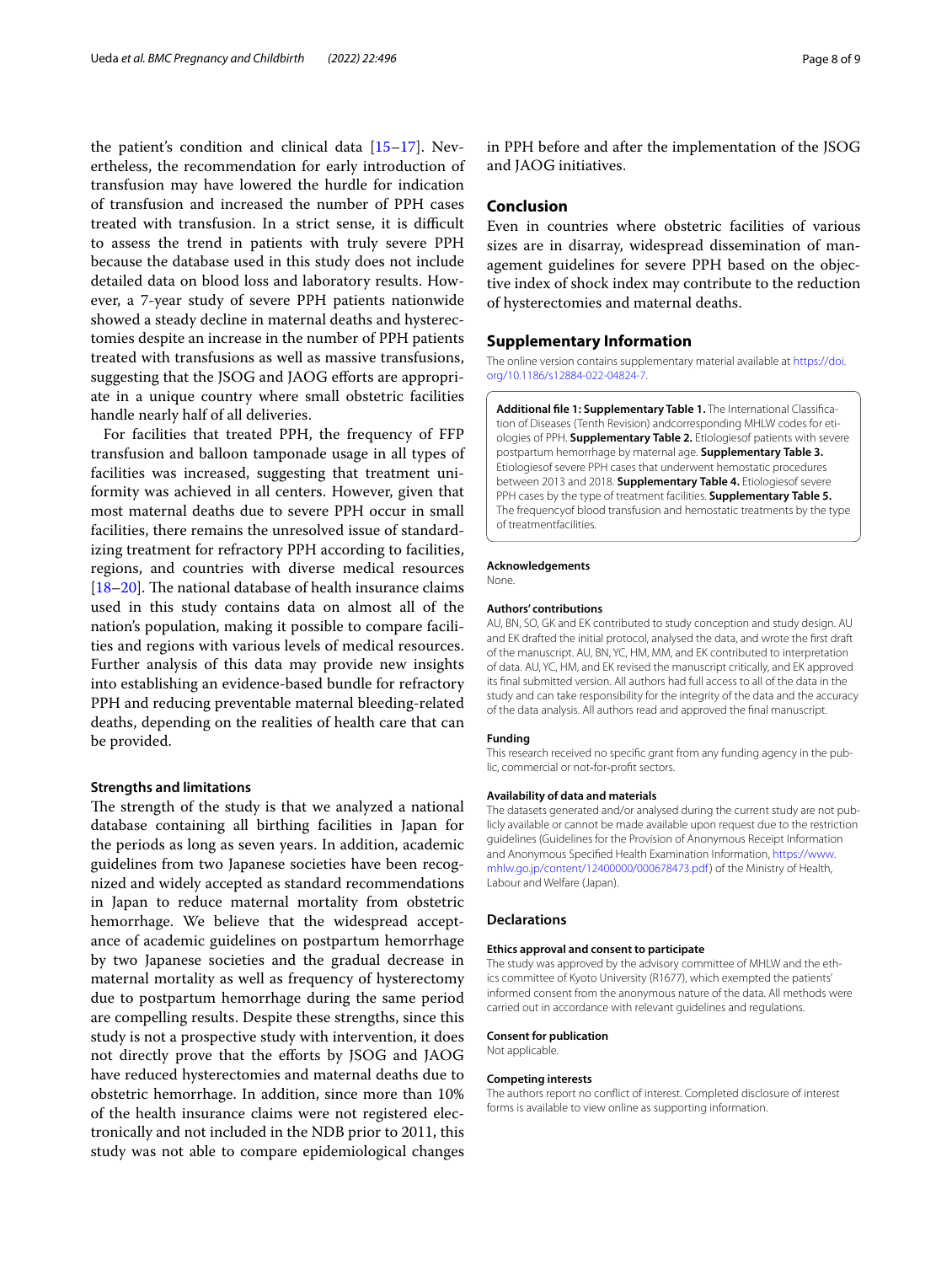the patient's condition and clinical data [15–17]. Nevertheless, the recommendation for early introduction of transfusion may have lowered the hurdle for indication of transfusion and increased the number of PPH cases treated with transfusion. In a strict sense, it is difficult to assess the trend in patients with truly severe PPH because the database used in this study does not include detailed data on blood loss and laboratory results. However, a 7-year study of severe PPH patients nationwide showed a steady decline in maternal deaths and hysterectomies despite an increase in the number of PPH patients treated with transfusions as well as massive transfusions, suggesting that the JSOG and JAOG efforts are appropriate in a unique country where small obstetric facilities handle nearly half of all deliveries.

For facilities that treated PPH, the frequency of FFP transfusion and balloon tamponade usage in all types of facilities was increased, suggesting that treatment uniformity was achieved in all centers. However, given that most maternal deaths due to severe PPH occur in small facilities, there remains the unresolved issue of standardizing treatment for refractory PPH according to facilities, regions, and countries with diverse medical resources [18–20]. The national database of health insurance claims used in this study contains data on almost all of the nation's population, making it possible to compare facilities and regions with various levels of medical resources. Further analysis of this data may provide new insights into establishing an evidence-based bundle for refractory PPH and reducing preventable maternal bleeding-related deaths, depending on the realities of health care that can be provided.

### Strengths and limitations

The strength of the study is that we analyzed a national database containing all birthing facilities in Japan for the periods as long as seven years. In addition, academic guidelines from two Japanese societies have been recognized and widely accepted as standard recommendations in Japan to reduce maternal mortality from obstetric hemorrhage. We believe that the widespread acceptance of academic guidelines on postpartum hemorrhage by two Japanese societies and the gradual decrease in maternal mortality as well as frequency of hysterectomy due to postpartum hemorrhage during the same period are compelling results. Despite these strengths, since this study is not a prospective study with intervention, it does not directly prove that the efforts by JSOG and JAOG have reduced hysterectomies and maternal deaths due to obstetric hemorrhage. In addition, since more than 10% of the health insurance claims were not registered electronically and not included in the NDB prior to 2011, this study was not able to compare epidemiological changes in PPH before and after the implementation of the JSOG and JAOG initiatives.

## Conclusion

Even in countries where obstetric facilities of various sizes are in disarray, widespread dissemination of management guidelines for severe PPH based on the objective index of shock index may contribute to the reduction of hysterectomies and maternal deaths.

## Supplementary Information

The online version contains supplementary material available at https://doi.org/10.1186/s12884-022-04824-7.

**Additional file 1: Supplementary Table 1.** The International Classification of Diseases (Tenth Revision) andcorresponding MHLW codes for etiologies of PPH. **Supplementary Table 2.** Etiologiesof patients with severe postpartum hemorrhage by maternal age. **Supplementary Table 3.** Etiologiesof severe PPH cases that underwent hemostatic procedures between 2013 and 2018. **Supplementary Table 4.** Etiologiesof severe PPH cases by the type of treatment facilities. **Supplementary Table 5.** The frequencyof blood transfusion and hemostatic treatments by the type of treatmentfacilities.

#### Acknowledgements

None.

#### Authors' contributions

AU, BN, SO, GK and EK contributed to study conception and study design. AU and EK drafted the initial protocol, analysed the data, and wrote the first draft of the manuscript. AU, BN, YC, HM, MM, and EK contributed to interpretation of data. AU, YC, HM, and EK revised the manuscript critically, and EK approved its final submitted version. All authors had full access to all of the data in the study and can take responsibility for the integrity of the data and the accuracy of the data analysis. All authors read and approved the final manuscript.

#### Funding

This research received no specific grant from any funding agency in the public, commercial or not-for-profit sectors.

#### Availability of data and materials

The datasets generated and/or analysed during the current study are not publicly available or cannot be made available upon request due to the restriction guidelines (Guidelines for the Provision of Anonymous Receipt Information and Anonymous Specified Health Examination Information, https://www.mhlw.go.jp/content/12400000/000678473.pdf) of the Ministry of Health, Labour and Welfare (Japan).

## Declarations

#### Ethics approval and consent to participate

The study was approved by the advisory committee of MHLW and the ethics committee of Kyoto University (R1677), which exempted the patients' informed consent from the anonymous nature of the data. All methods were carried out in accordance with relevant guidelines and regulations.

#### Consent for publication

Not applicable.

#### Competing interests

The authors report no conflict of interest. Completed disclosure of interest forms is available to view online as supporting information.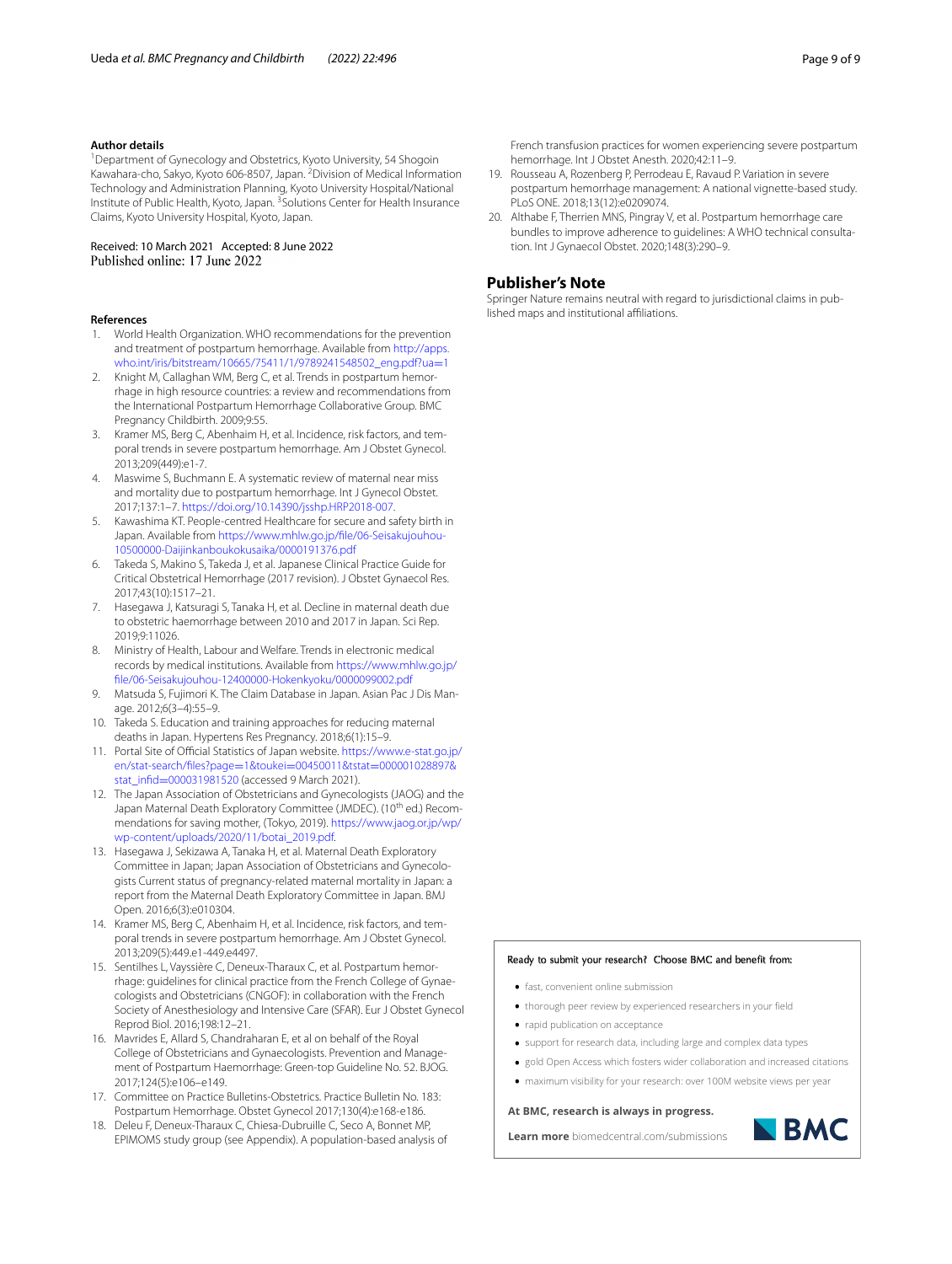### Author details

[1]Department of Gynecology and Obstetrics, Kyoto University, 54 Shogoin Kawahara-cho, Sakyo, Kyoto 606-8507, Japan. [2]Division of Medical Information Technology and Administration Planning, Kyoto University Hospital/National Institute of Public Health, Kyoto, Japan. [3]Solutions Center for Health Insurance Claims, Kyoto University Hospital, Kyoto, Japan.

Received: 10 March 2021 Accepted: 8 June 2022
Published online: 17 June 2022

### References

1. World Health Organization. WHO recommendations for the prevention and treatment of postpartum hemorrhage. Available from http://apps.who.int/iris/bitstream/10665/75411/1/9789241548502_eng.pdf?ua=1
2. Knight M, Callaghan WM, Berg C, et al. Trends in postpartum hemorrhage in high resource countries: a review and recommendations from the International Postpartum Hemorrhage Collaborative Group. BMC Pregnancy Childbirth. 2009;9:55.
3. Kramer MS, Berg C, Abenhaim H, et al. Incidence, risk factors, and temporal trends in severe postpartum hemorrhage. Am J Obstet Gynecol. 2013;209(449):e1-7.
4. Maswime S, Buchmann E. A systematic review of maternal near miss and mortality due to postpartum hemorrhage. Int J Gynecol Obstet. 2017;137:1–7. https://doi.org/10.14390/jsshp.HRP2018-007.
5. Kawashima KT. People-centred Healthcare for secure and safety birth in Japan. Available from https://www.mhlw.go.jp/file/06-Seisakujouhou-10500000-Daijinkanboukokusaika/0000191376.pdf
6. Takeda S, Makino S, Takeda J, et al. Japanese Clinical Practice Guide for Critical Obstetrical Hemorrhage (2017 revision). J Obstet Gynaecol Res. 2017;43(10):1517–21.
7. Hasegawa J, Katsuragi S, Tanaka H, et al. Decline in maternal death due to obstetric haemorrhage between 2010 and 2017 in Japan. Sci Rep. 2019;9:11026.
8. Ministry of Health, Labour and Welfare. Trends in electronic medical records by medical institutions. Available from https://www.mhlw.go.jp/file/06-Seisakujouhou-12400000-Hokenkyoku/0000099002.pdf
9. Matsuda S, Fujimori K. The Claim Database in Japan. Asian Pac J Dis Manage. 2012;6(3–4):55–9.
10. Takeda S. Education and training approaches for reducing maternal deaths in Japan. Hypertens Res Pregnancy. 2018;6(1):15–9.
11. Portal Site of Official Statistics of Japan website. https://www.e-stat.go.jp/en/stat-search/files?page=1&toukei=00450011&tstat=000001028897&stat_infid=000031981520 (accessed 9 March 2021).
12. The Japan Association of Obstetricians and Gynecologists (JAOG) and the Japan Maternal Death Exploratory Committee (JMDEC). (10th ed.) Recommendations for saving mother, (Tokyo, 2019). https://www.jaog.or.jp/wp/wp-content/uploads/2020/11/botai_2019.pdf.
13. Hasegawa J, Sekizawa A, Tanaka H, et al. Maternal Death Exploratory Committee in Japan; Japan Association of Obstetricians and Gynecologists Current status of pregnancy-related maternal mortality in Japan: a report from the Maternal Death Exploratory Committee in Japan. BMJ Open. 2016;6(3):e010304.
14. Kramer MS, Berg C, Abenhaim H, et al. Incidence, risk factors, and temporal trends in severe postpartum hemorrhage. Am J Obstet Gynecol. 2013;209(5):449.e1-449.e4497.
15. Sentilhes L, Vayssière C, Deneux-Tharaux C, et al. Postpartum hemorrhage: guidelines for clinical practice from the French College of Gynaecologists and Obstetricians (CNGOF): in collaboration with the French Society of Anesthesiology and Intensive Care (SFAR). Eur J Obstet Gynecol Reprod Biol. 2016;198:12–21.
16. Mavrides E, Allard S, Chandraharan E, et al on behalf of the Royal College of Obstetricians and Gynaecologists. Prevention and Management of Postpartum Haemorrhage: Green-top Guideline No. 52. BJOG. 2017;124(5):e106–e149.
17. Committee on Practice Bulletins-Obstetrics. Practice Bulletin No. 183: Postpartum Hemorrhage. Obstet Gynecol 2017;130(4):e168-e186.
18. Deleu F, Deneux-Tharaux C, Chiesa-Dubruille C, Seco A, Bonnet MP, EPIMOMS study group (see Appendix). A population-based analysis of French transfusion practices for women experiencing severe postpartum hemorrhage. Int J Obstet Anesth. 2020;42:11–9.
19. Rousseau A, Rozenberg P, Perrodeau E, Ravaud P. Variation in severe postpartum hemorrhage management: A national vignette-based study. PLoS ONE. 2018;13(12):e0209074.
20. Althabe F, Therrien MNS, Pingray V, et al. Postpartum hemorrhage care bundles to improve adherence to guidelines: A WHO technical consultation. Int J Gynaecol Obstet. 2020;148(3):290–9.

## Publisher's Note

Springer Nature remains neutral with regard to jurisdictional claims in published maps and institutional affiliations.

Ready to submit your research? Choose BMC and benefit from:

- fast, convenient online submission
- thorough peer review by experienced researchers in your field
- rapid publication on acceptance
- support for research data, including large and complex data types
- gold Open Access which fosters wider collaboration and increased citations
- maximum visibility for your research: over 100M website views per year

**At BMC, research is always in progress.**

**Learn more** biomedcentral.com/submissions

BMC